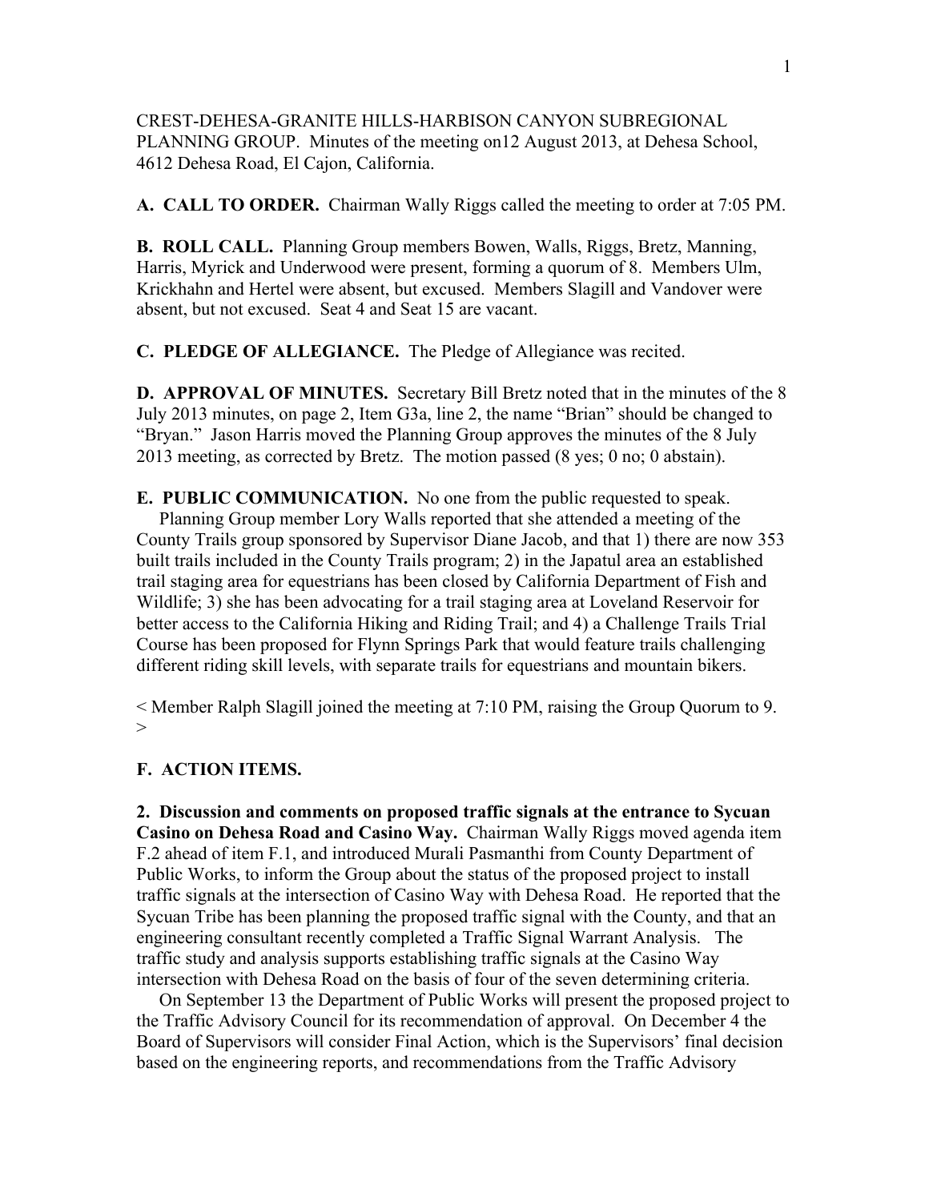CREST-DEHESA-GRANITE HILLS-HARBISON CANYON SUBREGIONAL PLANNING GROUP. Minutes of the meeting on12 August 2013, at Dehesa School, 4612 Dehesa Road, El Cajon, California.

**A. CALL TO ORDER.** Chairman Wally Riggs called the meeting to order at 7:05 PM.

**B. ROLL CALL.** Planning Group members Bowen, Walls, Riggs, Bretz, Manning, Harris, Myrick and Underwood were present, forming a quorum of 8. Members Ulm, Krickhahn and Hertel were absent, but excused. Members Slagill and Vandover were absent, but not excused. Seat 4 and Seat 15 are vacant.

**C. PLEDGE OF ALLEGIANCE.** The Pledge of Allegiance was recited.

**D. APPROVAL OF MINUTES.** Secretary Bill Bretz noted that in the minutes of the 8 July 2013 minutes, on page 2, Item G3a, line 2, the name "Brian" should be changed to "Bryan." Jason Harris moved the Planning Group approves the minutes of the 8 July 2013 meeting, as corrected by Bretz. The motion passed (8 yes; 0 no; 0 abstain).

**E. PUBLIC COMMUNICATION.** No one from the public requested to speak.

Planning Group member Lory Walls reported that she attended a meeting of the County Trails group sponsored by Supervisor Diane Jacob, and that 1) there are now 353 built trails included in the County Trails program; 2) in the Japatul area an established trail staging area for equestrians has been closed by California Department of Fish and Wildlife; 3) she has been advocating for a trail staging area at Loveland Reservoir for better access to the California Hiking and Riding Trail; and 4) a Challenge Trails Trial Course has been proposed for Flynn Springs Park that would feature trails challenging different riding skill levels, with separate trails for equestrians and mountain bikers.

< Member Ralph Slagill joined the meeting at 7:10 PM, raising the Group Quorum to 9. >

**F. ACTION ITEMS.**

**2. Discussion and comments on proposed traffic signals at the entrance to Sycuan Casino on Dehesa Road and Casino Way.** Chairman Wally Riggs moved agenda item F.2 ahead of item F.1, and introduced Murali Pasmanthi from County Department of Public Works, to inform the Group about the status of the proposed project to install traffic signals at the intersection of Casino Way with Dehesa Road. He reported that the Sycuan Tribe has been planning the proposed traffic signal with the County, and that an engineering consultant recently completed a Traffic Signal Warrant Analysis. The traffic study and analysis supports establishing traffic signals at the Casino Way intersection with Dehesa Road on the basis of four of the seven determining criteria.

On September 13 the Department of Public Works will present the proposed project to the Traffic Advisory Council for its recommendation of approval. On December 4 the Board of Supervisors will consider Final Action, which is the Supervisors' final decision based on the engineering reports, and recommendations from the Traffic Advisory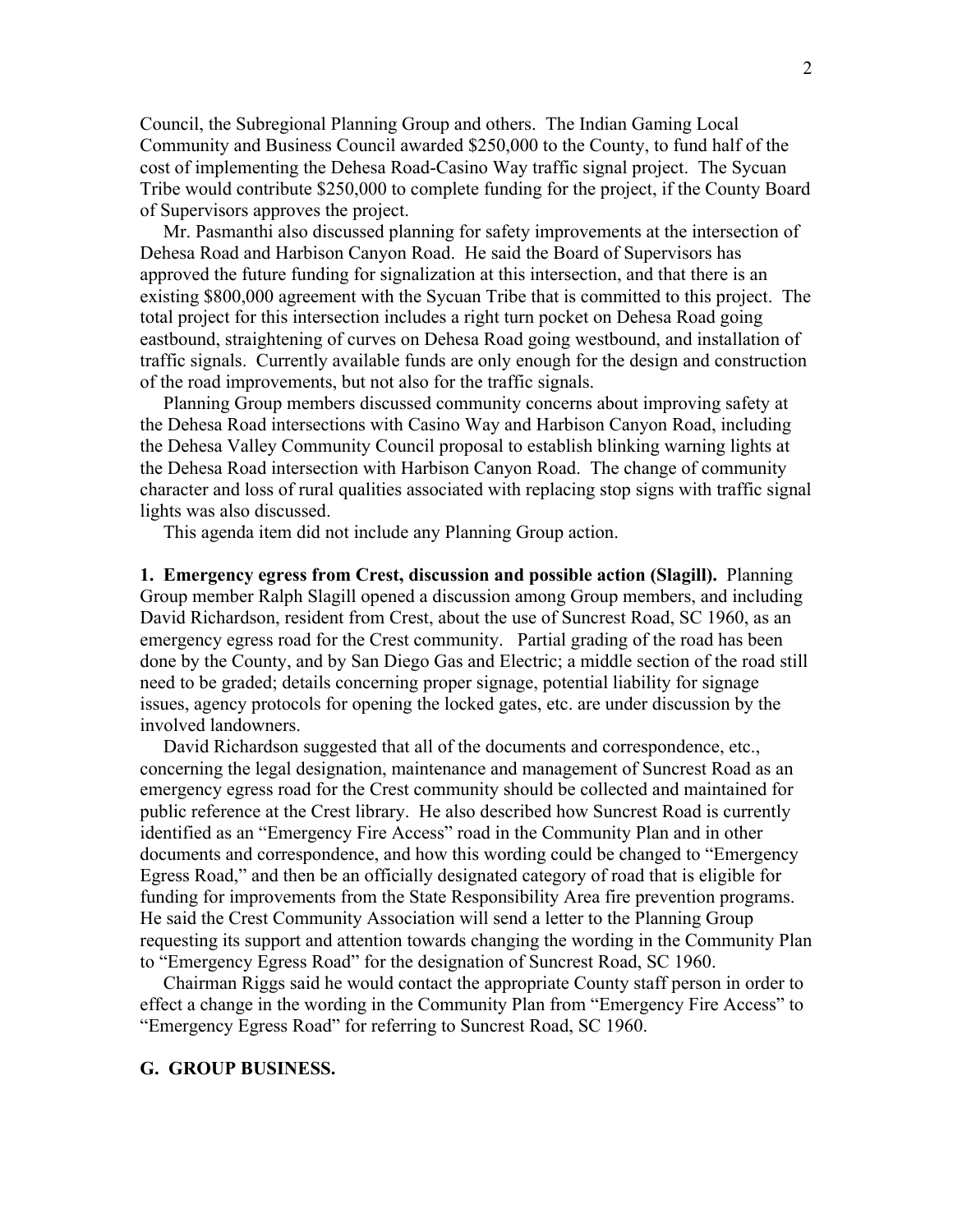Council, the Subregional Planning Group and others. The Indian Gaming Local Community and Business Council awarded $250,000 to the County, to fund half of the cost of implementing the Dehesa Road-Casino Way traffic signal project. The Sycuan Tribe would contribute $250,000 to complete funding for the project, if the County Board of Supervisors approves the project.

Mr. Pasmanthi also discussed planning for safety improvements at the intersection of Dehesa Road and Harbison Canyon Road. He said the Board of Supervisors has approved the future funding for signalization at this intersection, and that there is an existing $800,000 agreement with the Sycuan Tribe that is committed to this project. The total project for this intersection includes a right turn pocket on Dehesa Road going eastbound, straightening of curves on Dehesa Road going westbound, and installation of traffic signals. Currently available funds are only enough for the design and construction of the road improvements, but not also for the traffic signals.

Planning Group members discussed community concerns about improving safety at the Dehesa Road intersections with Casino Way and Harbison Canyon Road, including the Dehesa Valley Community Council proposal to establish blinking warning lights at the Dehesa Road intersection with Harbison Canyon Road. The change of community character and loss of rural qualities associated with replacing stop signs with traffic signal lights was also discussed.

This agenda item did not include any Planning Group action.

**1. Emergency egress from Crest, discussion and possible action (Slagill).** Planning Group member Ralph Slagill opened a discussion among Group members, and including David Richardson, resident from Crest, about the use of Suncrest Road, SC 1960, as an emergency egress road for the Crest community. Partial grading of the road has been done by the County, and by San Diego Gas and Electric; a middle section of the road still need to be graded; details concerning proper signage, potential liability for signage issues, agency protocols for opening the locked gates, etc. are under discussion by the involved landowners.

David Richardson suggested that all of the documents and correspondence, etc., concerning the legal designation, maintenance and management of Suncrest Road as an emergency egress road for the Crest community should be collected and maintained for public reference at the Crest library. He also described how Suncrest Road is currently identified as an "Emergency Fire Access" road in the Community Plan and in other documents and correspondence, and how this wording could be changed to "Emergency Egress Road," and then be an officially designated category of road that is eligible for funding for improvements from the State Responsibility Area fire prevention programs. He said the Crest Community Association will send a letter to the Planning Group requesting its support and attention towards changing the wording in the Community Plan to "Emergency Egress Road" for the designation of Suncrest Road, SC 1960.

Chairman Riggs said he would contact the appropriate County staff person in order to effect a change in the wording in the Community Plan from "Emergency Fire Access" to "Emergency Egress Road" for referring to Suncrest Road, SC 1960.

**G. GROUP BUSINESS.**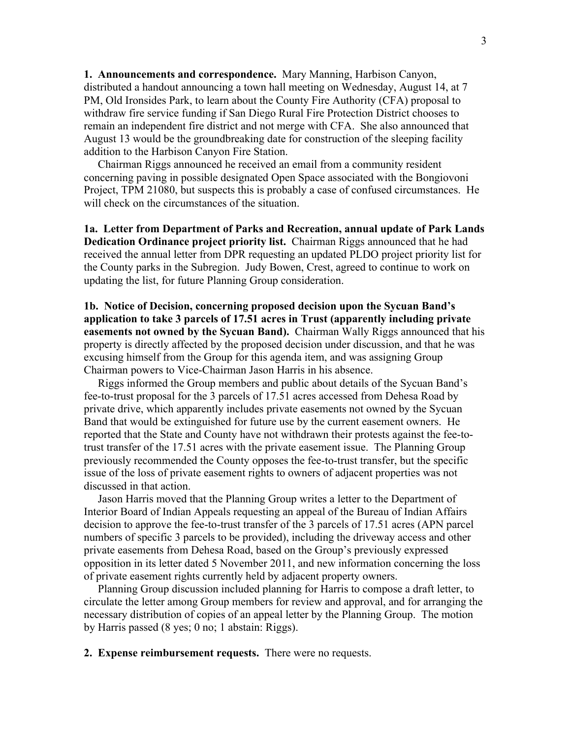**1. Announcements and correspondence.** Mary Manning, Harbison Canyon, distributed a handout announcing a town hall meeting on Wednesday, August 14, at 7 PM, Old Ironsides Park, to learn about the County Fire Authority (CFA) proposal to withdraw fire service funding if San Diego Rural Fire Protection District chooses to remain an independent fire district and not merge with CFA. She also announced that August 13 would be the groundbreaking date for construction of the sleeping facility addition to the Harbison Canyon Fire Station.

Chairman Riggs announced he received an email from a community resident concerning paving in possible designated Open Space associated with the Bongiovoni Project, TPM 21080, but suspects this is probably a case of confused circumstances. He will check on the circumstances of the situation.

**1a. Letter from Department of Parks and Recreation, annual update of Park Lands Dedication Ordinance project priority list.** Chairman Riggs announced that he had received the annual letter from DPR requesting an updated PLDO project priority list for the County parks in the Subregion. Judy Bowen, Crest, agreed to continue to work on updating the list, for future Planning Group consideration.

**1b. Notice of Decision, concerning proposed decision upon the Sycuan Band's application to take 3 parcels of 17.51 acres in Trust (apparently including private easements not owned by the Sycuan Band).** Chairman Wally Riggs announced that his property is directly affected by the proposed decision under discussion, and that he was excusing himself from the Group for this agenda item, and was assigning Group Chairman powers to Vice-Chairman Jason Harris in his absence.

Riggs informed the Group members and public about details of the Sycuan Band's fee-to-trust proposal for the 3 parcels of 17.51 acres accessed from Dehesa Road by private drive, which apparently includes private easements not owned by the Sycuan Band that would be extinguished for future use by the current easement owners. He reported that the State and County have not withdrawn their protests against the fee-to-trust transfer of the 17.51 acres with the private easement issue. The Planning Group previously recommended the County opposes the fee-to-trust transfer, but the specific issue of the loss of private easement rights to owners of adjacent properties was not discussed in that action.

Jason Harris moved that the Planning Group writes a letter to the Department of Interior Board of Indian Appeals requesting an appeal of the Bureau of Indian Affairs decision to approve the fee-to-trust transfer of the 3 parcels of 17.51 acres (APN parcel numbers of specific 3 parcels to be provided), including the driveway access and other private easements from Dehesa Road, based on the Group's previously expressed opposition in its letter dated 5 November 2011, and new information concerning the loss of private easement rights currently held by adjacent property owners.

Planning Group discussion included planning for Harris to compose a draft letter, to circulate the letter among Group members for review and approval, and for arranging the necessary distribution of copies of an appeal letter by the Planning Group. The motion by Harris passed (8 yes; 0 no; 1 abstain: Riggs).

**2. Expense reimbursement requests.** There were no requests.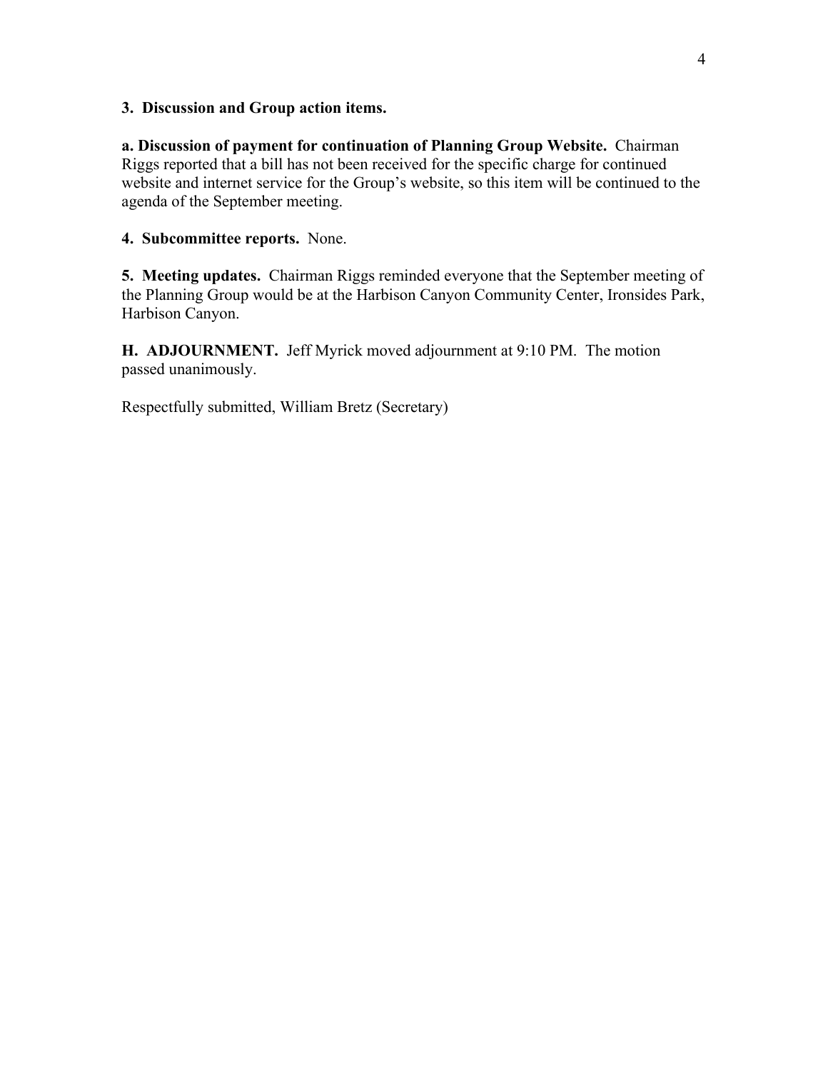**3. Discussion and Group action items.**

**a. Discussion of payment for continuation of Planning Group Website.** Chairman Riggs reported that a bill has not been received for the specific charge for continued website and internet service for the Group's website, so this item will be continued to the agenda of the September meeting.

**4. Subcommittee reports.** None.

**5. Meeting updates.** Chairman Riggs reminded everyone that the September meeting of the Planning Group would be at the Harbison Canyon Community Center, Ironsides Park, Harbison Canyon.

**H. ADJOURNMENT.** Jeff Myrick moved adjournment at 9:10 PM. The motion passed unanimously.

Respectfully submitted, William Bretz (Secretary)